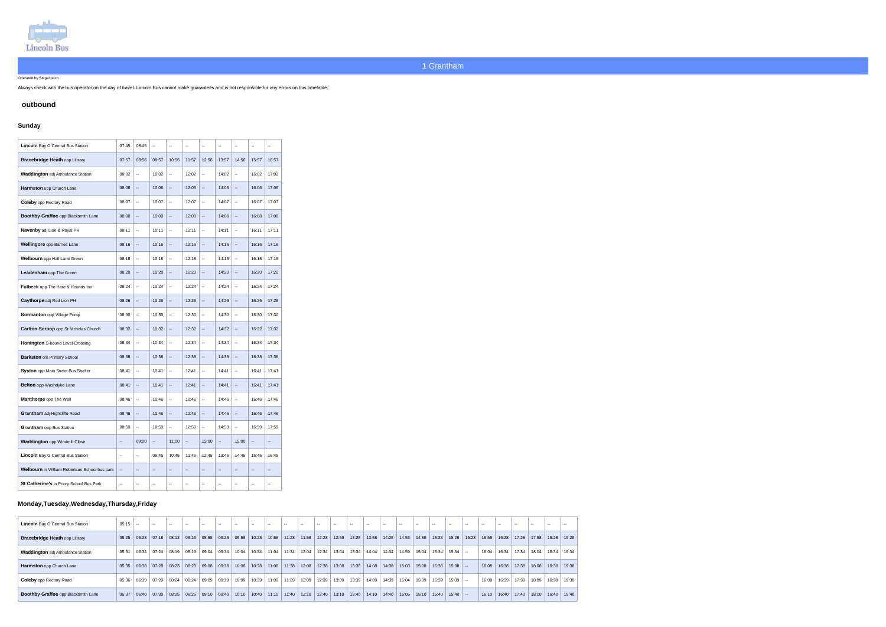# 1 Grantham

Operated by Stagecoach

Always check with the bus operator on the day of travel. Lincoln Bus cannot make guarantees and is not responsible for any errors on this timetable.

## outbound

### Sunday

| Stop | | | | | | | | | | |
|---|---|---|---|---|---|---|---|---|---|---|
| **Lincoln** Bay O Central Bus Station | 07:45 | 08:45 | -- | -- | -- | -- | -- | -- | -- | -- |
| **Bracebridge Heath** opp Library | 07:57 | 08:56 | 09:57 | 10:56 | 11:57 | 12:56 | 13:57 | 14:56 | 15:57 | 16:57 |
| **Waddington** adj Ambulance Station | 08:02 | -- | 10:02 | -- | 12:02 | -- | 14:02 | -- | 16:02 | 17:02 |
| **Harmston** opp Church Lane | 08:06 | -- | 10:06 | -- | 12:06 | -- | 14:06 | -- | 16:06 | 17:06 |
| **Coleby** opp Rectory Road | 08:07 | -- | 10:07 | -- | 12:07 | -- | 14:07 | -- | 16:07 | 17:07 |
| **Boothby Graffoe** opp Blacksmith Lane | 08:08 | -- | 10:08 | -- | 12:08 | -- | 14:08 | -- | 16:08 | 17:08 |
| **Navenby** adj Lion & Royal PH | 08:11 | -- | 10:11 | -- | 12:11 | -- | 14:11 | -- | 16:11 | 17:11 |
| **Wellingore** opp Barnes Lane | 08:16 | -- | 10:16 | -- | 12:16 | -- | 14:16 | -- | 16:16 | 17:16 |
| **Welbourn** opp Hall Lane Green | 08:18 | -- | 10:18 | -- | 12:18 | -- | 14:18 | -- | 16:18 | 17:18 |
| **Leadenham** opp The Green | 08:20 | -- | 10:20 | -- | 12:20 | -- | 14:20 | -- | 16:20 | 17:20 |
| **Fulbeck** opp The Hare & Hounds Inn | 08:24 | -- | 10:24 | -- | 12:24 | -- | 14:24 | -- | 16:24 | 17:24 |
| **Caythorpe** adj Red Lion PH | 08:26 | -- | 10:26 | -- | 12:26 | -- | 14:26 | -- | 16:26 | 17:26 |
| **Normanton** opp Village Pump | 08:30 | -- | 10:30 | -- | 12:30 | -- | 14:30 | -- | 16:30 | 17:30 |
| **Carlton Scroop** opp St Nicholas Church | 08:32 | -- | 10:32 | -- | 12:32 | -- | 14:32 | -- | 16:32 | 17:32 |
| **Honington** S-bound Level Crossing | 08:34 | -- | 10:34 | -- | 12:34 | -- | 14:34 | -- | 16:34 | 17:34 |
| **Barkston** o/s Primary School | 08:38 | -- | 10:38 | -- | 12:38 | -- | 14:38 | -- | 16:38 | 17:38 |
| **Syston** opp Main Street Bus Shelter | 08:41 | -- | 10:41 | -- | 12:41 | -- | 14:41 | -- | 16:41 | 17:41 |
| **Belton** opp Washdyke Lane | 08:41 | -- | 10:41 | -- | 12:41 | -- | 14:41 | -- | 16:41 | 17:41 |
| **Manthorpe** opp The Well | 08:46 | -- | 10:46 | -- | 12:46 | -- | 14:46 | -- | 16:46 | 17:46 |
| **Grantham** adj Highcliffe Road | 08:46 | -- | 10:46 | -- | 12:46 | -- | 14:46 | -- | 16:46 | 17:46 |
| **Grantham** opp Bus Station | 08:59 | -- | 10:59 | -- | 12:59 | -- | 14:59 | -- | 16:59 | 17:59 |
| **Waddington** opp Windmill Close | -- | 09:00 | -- | 11:00 | -- | 13:00 | -- | 15:00 | -- | -- |
| **Lincoln** Bay G Central Bus Station | -- | -- | 09:45 | 10:45 | 11:45 | 12:45 | 13:45 | 14:45 | 15:45 | 16:45 |
| **Welbourn** in William Robertson School bus park | -- | -- | -- | -- | -- | -- | -- | -- | -- | -- |
| **St Catherine's** in Priory School Bus Park | -- | -- | -- | -- | -- | -- | -- | -- | -- | -- |

### Monday,Tuesday,Wednesday,Thursday,Friday

| Stop | | | | | | | | | | | | | | | | | | | | | | | | | | | | |
|---|---|---|---|---|---|---|---|---|---|---|---|---|---|---|---|---|---|---|---|---|---|---|---|---|---|---|---|---|
| **Lincoln** Bay O Central Bus Station | 05:15 | -- | -- | -- | -- | -- | -- | -- | -- | -- | -- | -- | -- | -- | -- | -- | -- | -- | -- | -- | -- | -- | -- | -- | -- | -- | -- | -- |
| **Bracebridge Heath** opp Library | 05:25 | 06:28 | 07:18 | 08:13 | 08:13 | 08:58 | 09:28 | 09:58 | 10:28 | 10:58 | 11:28 | 11:58 | 12:28 | 12:58 | 13:28 | 13:58 | 14:28 | 14:53 | 14:58 | 15:28 | 15:28 | 15:23 | 15:58 | 16:28 | 17:28 | 17:58 | 18:28 | 19:28 |
| **Waddington** adj Ambulance Station | 05:31 | 06:34 | 07:24 | 08:19 | 08:19 | 09:04 | 09:34 | 10:04 | 10:34 | 11:04 | 11:34 | 12:04 | 12:34 | 13:04 | 13:34 | 14:04 | 14:34 | 14:59 | 15:04 | 15:34 | 15:34 | -- | 16:04 | 16:34 | 17:34 | 18:04 | 18:34 | 19:34 |
| **Harmston** opp Church Lane | 05:35 | 06:38 | 07:28 | 08:23 | 08:23 | 09:08 | 09:38 | 10:08 | 10:38 | 11:08 | 11:38 | 12:08 | 12:38 | 13:08 | 13:38 | 14:08 | 14:38 | 15:03 | 15:08 | 15:38 | 15:38 | -- | 16:08 | 16:38 | 17:38 | 18:08 | 18:38 | 19:38 |
| **Coleby** opp Rectory Road | 05:36 | 06:39 | 07:29 | 08:24 | 08:24 | 09:09 | 09:39 | 10:09 | 10:39 | 11:09 | 11:39 | 12:09 | 12:39 | 13:09 | 13:39 | 14:09 | 14:39 | 15:04 | 15:09 | 15:39 | 15:39 | -- | 16:09 | 16:39 | 17:39 | 18:09 | 18:39 | 19:39 |
| **Boothby Graffoe** opp Blacksmith Lane | 05:37 | 06:40 | 07:30 | 08:25 | 08:25 | 09:10 | 09:40 | 10:10 | 10:40 | 11:10 | 11:40 | 12:10 | 12:40 | 13:10 | 13:40 | 14:10 | 14:40 | 15:05 | 15:10 | 15:40 | 15:40 | -- | 16:10 | 16:40 | 17:40 | 18:10 | 18:40 | 19:40 |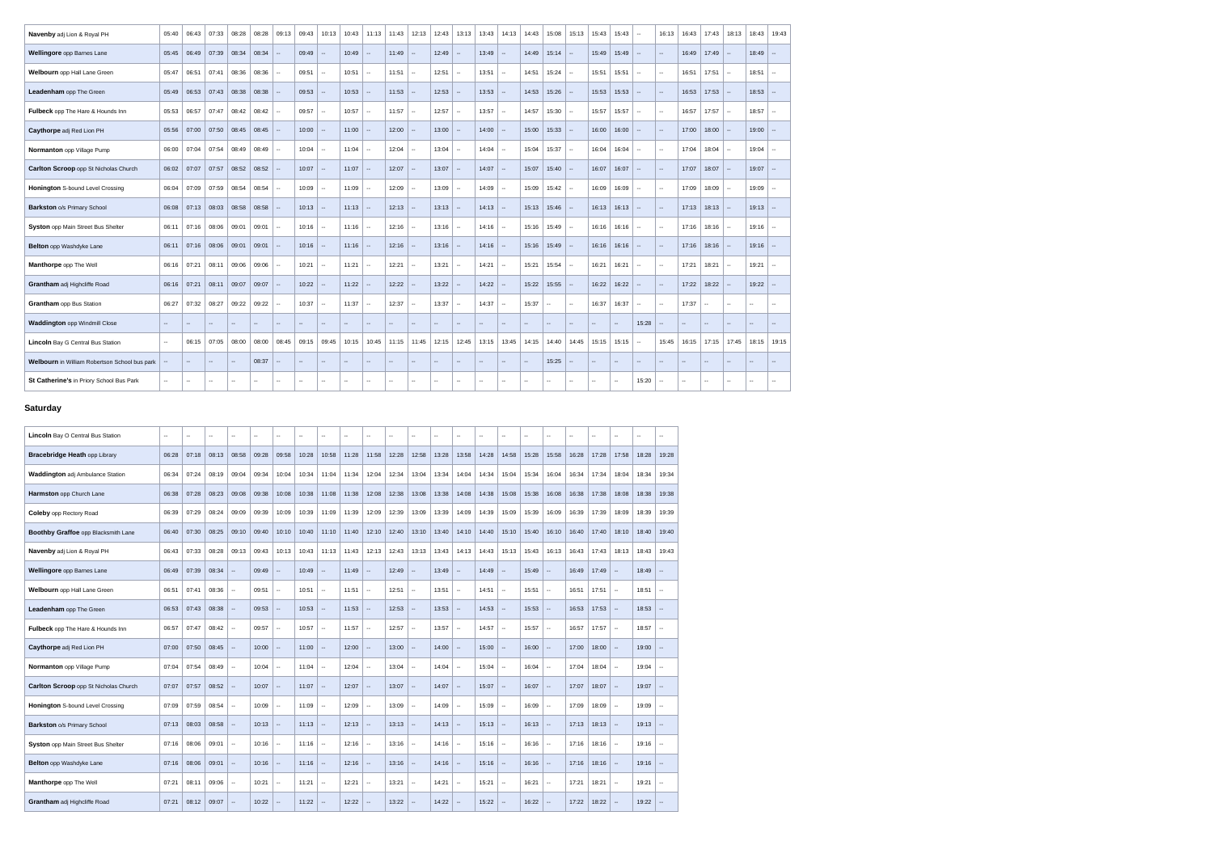| | | | | | | | | | | | | | | | | | | | | | | | | | | | | |
|---|---|---|---|---|---|---|---|---|---|---|---|---|---|---|---|---|---|---|---|---|---|---|---|---|---|---|---|---|
| **Navenby** adj Lion & Royal PH | 05:40 | 06:43 | 07:33 | 08:28 | 08:28 | 09:13 | 09:43 | 10:13 | 10:43 | 11:13 | 11:43 | 12:13 | 12:43 | 13:13 | 13:43 | 14:13 | 14:43 | 15:08 | 15:13 | 15:43 | 15:43 | -- | 16:13 | 16:43 | 17:43 | 18:13 | 18:43 | 19:43 |
| **Wellingore** opp Barnes Lane | 05:45 | 06:49 | 07:39 | 08:34 | 08:34 | -- | 09:49 | -- | 10:49 | -- | 11:49 | -- | 12:49 | -- | 13:49 | -- | 14:49 | 15:14 | -- | 15:49 | 15:49 | -- | -- | 16:49 | 17:49 | -- | 18:49 | -- |
| **Welbourn** opp Hall Lane Green | 05:47 | 06:51 | 07:41 | 08:36 | 08:36 | -- | 09:51 | -- | 10:51 | -- | 11:51 | -- | 12:51 | -- | 13:51 | -- | 14:51 | 15:24 | -- | 15:51 | 15:51 | -- | -- | 16:51 | 17:51 | -- | 18:51 | -- |
| **Leadenham** opp The Green | 05:49 | 06:53 | 07:43 | 08:38 | 08:38 | -- | 09:53 | -- | 10:53 | -- | 11:53 | -- | 12:53 | -- | 13:53 | -- | 14:53 | 15:26 | -- | 15:53 | 15:53 | -- | -- | 16:53 | 17:53 | -- | 18:53 | -- |
| **Fulbeck** opp The Hare & Hounds Inn | 05:53 | 06:57 | 07:47 | 08:42 | 08:42 | -- | 09:57 | -- | 10:57 | -- | 11:57 | -- | 12:57 | -- | 13:57 | -- | 14:57 | 15:30 | -- | 15:57 | 15:57 | -- | -- | 16:57 | 17:57 | -- | 18:57 | -- |
| **Caythorpe** adj Red Lion PH | 05:56 | 07:00 | 07:50 | 08:45 | 08:45 | -- | 10:00 | -- | 11:00 | -- | 12:00 | -- | 13:00 | -- | 14:00 | -- | 15:00 | 15:33 | -- | 16:00 | 16:00 | -- | -- | 17:00 | 18:00 | -- | 19:00 | -- |
| **Normanton** opp Village Pump | 06:00 | 07:04 | 07:54 | 08:49 | 08:49 | -- | 10:04 | -- | 11:04 | -- | 12:04 | -- | 13:04 | -- | 14:04 | -- | 15:04 | 15:37 | -- | 16:04 | 16:04 | -- | -- | 17:04 | 18:04 | -- | 19:04 | -- |
| **Carlton Scroop** opp St Nicholas Church | 06:02 | 07:07 | 07:57 | 08:52 | 08:52 | -- | 10:07 | -- | 11:07 | -- | 12:07 | -- | 13:07 | -- | 14:07 | -- | 15:07 | 15:40 | -- | 16:07 | 16:07 | -- | -- | 17:07 | 18:07 | -- | 19:07 | -- |
| **Honington** S-bound Level Crossing | 06:04 | 07:09 | 07:59 | 08:54 | 08:54 | -- | 10:09 | -- | 11:09 | -- | 12:09 | -- | 13:09 | -- | 14:09 | -- | 15:09 | 15:42 | -- | 16:09 | 16:09 | -- | -- | 17:09 | 18:09 | -- | 19:09 | -- |
| **Barkston** o/s Primary School | 06:08 | 07:13 | 08:03 | 08:58 | 08:58 | -- | 10:13 | -- | 11:13 | -- | 12:13 | -- | 13:13 | -- | 14:13 | -- | 15:13 | 15:46 | -- | 16:13 | 16:13 | -- | -- | 17:13 | 18:13 | -- | 19:13 | -- |
| **Syston** opp Main Street Bus Shelter | 06:11 | 07:16 | 08:06 | 09:01 | 09:01 | -- | 10:16 | -- | 11:16 | -- | 12:16 | -- | 13:16 | -- | 14:16 | -- | 15:16 | 15:49 | -- | 16:16 | 16:16 | -- | -- | 17:16 | 18:16 | -- | 19:16 | -- |
| **Belton** opp Washdyke Lane | 06:11 | 07:16 | 08:06 | 09:01 | 09:01 | -- | 10:16 | -- | 11:16 | -- | 12:16 | -- | 13:16 | -- | 14:16 | -- | 15:16 | 15:49 | -- | 16:16 | 16:16 | -- | -- | 17:16 | 18:16 | -- | 19:16 | -- |
| **Manthorpe** opp The Well | 06:16 | 07:21 | 08:11 | 09:06 | 09:06 | -- | 10:21 | -- | 11:21 | -- | 12:21 | -- | 13:21 | -- | 14:21 | -- | 15:21 | 15:54 | -- | 16:21 | 16:21 | -- | -- | 17:21 | 18:21 | -- | 19:21 | -- |
| **Grantham** adj Highcliffe Road | 06:16 | 07:21 | 08:11 | 09:07 | 09:07 | -- | 10:22 | -- | 11:22 | -- | 12:22 | -- | 13:22 | -- | 14:22 | -- | 15:22 | 15:55 | -- | 16:22 | 16:22 | -- | -- | 17:22 | 18:22 | -- | 19:22 | -- |
| **Grantham** opp Bus Station | 06:27 | 07:32 | 08:27 | 09:22 | 09:22 | -- | 10:37 | -- | 11:37 | -- | 12:37 | -- | 13:37 | -- | 14:37 | -- | 15:37 | -- | -- | 16:37 | 16:37 | -- | -- | 17:37 | -- | -- | -- | -- |
| **Waddington** opp Windmill Close | -- | -- | -- | -- | -- | -- | -- | -- | -- | -- | -- | -- | -- | -- | -- | -- | -- | -- | -- | -- | -- | 15:28 | -- | -- | -- | -- | -- | -- |
| **Lincoln** Bay G Central Bus Station | -- | 06:15 | 07:05 | 08:00 | 08:00 | 08:45 | 09:15 | 09:45 | 10:15 | 10:45 | 11:15 | 11:45 | 12:15 | 12:45 | 13:15 | 13:45 | 14:15 | 14:40 | 14:45 | 15:15 | 15:15 | -- | 15:45 | 16:15 | 17:15 | 17:45 | 18:15 | 19:15 |
| **Welbourn** in William Robertson School bus park | -- | -- | -- | -- | 08:37 | -- | -- | -- | -- | -- | -- | -- | -- | -- | -- | -- | -- | 15:25 | -- | -- | -- | -- | -- | -- | -- | -- | -- | -- |
| **St Catherine's** in Priory School Bus Park | -- | -- | -- | -- | -- | -- | -- | -- | -- | -- | -- | -- | -- | -- | -- | -- | -- | -- | -- | -- | -- | 15:20 | -- | -- | -- | -- | -- | -- |

## Saturday

| | | | | | | | | | | | | | | | | | | | | | | | |
|---|---|---|---|---|---|---|---|---|---|---|---|---|---|---|---|---|---|---|---|---|---|---|---|
| **Lincoln** Bay O Central Bus Station | -- | -- | -- | -- | -- | -- | -- | -- | -- | -- | -- | -- | -- | -- | -- | -- | -- | -- | -- | -- | -- | -- | -- |
| **Bracebridge Heath** opp Library | 06:28 | 07:18 | 08:13 | 08:58 | 09:28 | 09:58 | 10:28 | 10:58 | 11:28 | 11:58 | 12:28 | 12:58 | 13:28 | 13:58 | 14:28 | 14:58 | 15:28 | 15:58 | 16:28 | 17:28 | 17:58 | 18:28 | 19:28 |
| **Waddington** adj Ambulance Station | 06:34 | 07:24 | 08:19 | 09:04 | 09:34 | 10:04 | 10:34 | 11:04 | 11:34 | 12:04 | 12:34 | 13:04 | 13:34 | 14:04 | 14:34 | 15:04 | 15:34 | 16:04 | 16:34 | 17:34 | 18:04 | 18:34 | 19:34 |
| **Harmston** opp Church Lane | 06:38 | 07:28 | 08:23 | 09:08 | 09:38 | 10:08 | 10:38 | 11:08 | 11:38 | 12:08 | 12:38 | 13:08 | 13:38 | 14:08 | 14:38 | 15:08 | 15:38 | 16:08 | 16:38 | 17:38 | 18:08 | 18:38 | 19:38 |
| **Coleby** opp Rectory Road | 06:39 | 07:29 | 08:24 | 09:09 | 09:39 | 10:09 | 10:39 | 11:09 | 11:39 | 12:09 | 12:39 | 13:09 | 13:39 | 14:09 | 14:39 | 15:09 | 15:39 | 16:09 | 16:39 | 17:39 | 18:09 | 18:39 | 19:39 |
| **Boothby Graffoe** opp Blacksmith Lane | 06:40 | 07:30 | 08:25 | 09:10 | 09:40 | 10:10 | 10:40 | 11:10 | 11:40 | 12:10 | 12:40 | 13:10 | 13:40 | 14:10 | 14:40 | 15:10 | 15:40 | 16:10 | 16:40 | 17:40 | 18:10 | 18:40 | 19:40 |
| **Navenby** adj Lion & Royal PH | 06:43 | 07:33 | 08:28 | 09:13 | 09:43 | 10:13 | 10:43 | 11:13 | 11:43 | 12:13 | 12:43 | 13:13 | 13:43 | 14:13 | 14:43 | 15:13 | 15:43 | 16:13 | 16:43 | 17:43 | 18:13 | 18:43 | 19:43 |
| **Wellingore** opp Barnes Lane | 06:49 | 07:39 | 08:34 | -- | 09:49 | -- | 10:49 | -- | 11:49 | -- | 12:49 | -- | 13:49 | -- | 14:49 | -- | 15:49 | -- | 16:49 | 17:49 | -- | 18:49 | -- |
| **Welbourn** opp Hall Lane Green | 06:51 | 07:41 | 08:36 | -- | 09:51 | -- | 10:51 | -- | 11:51 | -- | 12:51 | -- | 13:51 | -- | 14:51 | -- | 15:51 | -- | 16:51 | 17:51 | -- | 18:51 | -- |
| **Leadenham** opp The Green | 06:53 | 07:43 | 08:38 | -- | 09:53 | -- | 10:53 | -- | 11:53 | -- | 12:53 | -- | 13:53 | -- | 14:53 | -- | 15:53 | -- | 16:53 | 17:53 | -- | 18:53 | -- |
| **Fulbeck** opp The Hare & Hounds Inn | 06:57 | 07:47 | 08:42 | -- | 09:57 | -- | 10:57 | -- | 11:57 | -- | 12:57 | -- | 13:57 | -- | 14:57 | -- | 15:57 | -- | 16:57 | 17:57 | -- | 18:57 | -- |
| **Caythorpe** adj Red Lion PH | 07:00 | 07:50 | 08:45 | -- | 10:00 | -- | 11:00 | -- | 12:00 | -- | 13:00 | -- | 14:00 | -- | 15:00 | -- | 16:00 | -- | 17:00 | 18:00 | -- | 19:00 | -- |
| **Normanton** opp Village Pump | 07:04 | 07:54 | 08:49 | -- | 10:04 | -- | 11:04 | -- | 12:04 | -- | 13:04 | -- | 14:04 | -- | 15:04 | -- | 16:04 | -- | 17:04 | 18:04 | -- | 19:04 | -- |
| **Carlton Scroop** opp St Nicholas Church | 07:07 | 07:57 | 08:52 | -- | 10:07 | -- | 11:07 | -- | 12:07 | -- | 13:07 | -- | 14:07 | -- | 15:07 | -- | 16:07 | -- | 17:07 | 18:07 | -- | 19:07 | -- |
| **Honington** S-bound Level Crossing | 07:09 | 07:59 | 08:54 | -- | 10:09 | -- | 11:09 | -- | 12:09 | -- | 13:09 | -- | 14:09 | -- | 15:09 | -- | 16:09 | -- | 17:09 | 18:09 | -- | 19:09 | -- |
| **Barkston** o/s Primary School | 07:13 | 08:03 | 08:58 | -- | 10:13 | -- | 11:13 | -- | 12:13 | -- | 13:13 | -- | 14:13 | -- | 15:13 | -- | 16:13 | -- | 17:13 | 18:13 | -- | 19:13 | -- |
| **Syston** opp Main Street Bus Shelter | 07:16 | 08:06 | 09:01 | -- | 10:16 | -- | 11:16 | -- | 12:16 | -- | 13:16 | -- | 14:16 | -- | 15:16 | -- | 16:16 | -- | 17:16 | 18:16 | -- | 19:16 | -- |
| **Belton** opp Washdyke Lane | 07:16 | 08:06 | 09:01 | -- | 10:16 | -- | 11:16 | -- | 12:16 | -- | 13:16 | -- | 14:16 | -- | 15:16 | -- | 16:16 | -- | 17:16 | 18:16 | -- | 19:16 | -- |
| **Manthorpe** opp The Well | 07:21 | 08:11 | 09:06 | -- | 10:21 | -- | 11:21 | -- | 12:21 | -- | 13:21 | -- | 14:21 | -- | 15:21 | -- | 16:21 | -- | 17:21 | 18:21 | -- | 19:21 | -- |
| **Grantham** adj Highcliffe Road | 07:21 | 08:12 | 09:07 | -- | 10:22 | -- | 11:22 | -- | 12:22 | -- | 13:22 | -- | 14:22 | -- | 15:22 | -- | 16:22 | -- | 17:22 | 18:22 | -- | 19:22 | -- |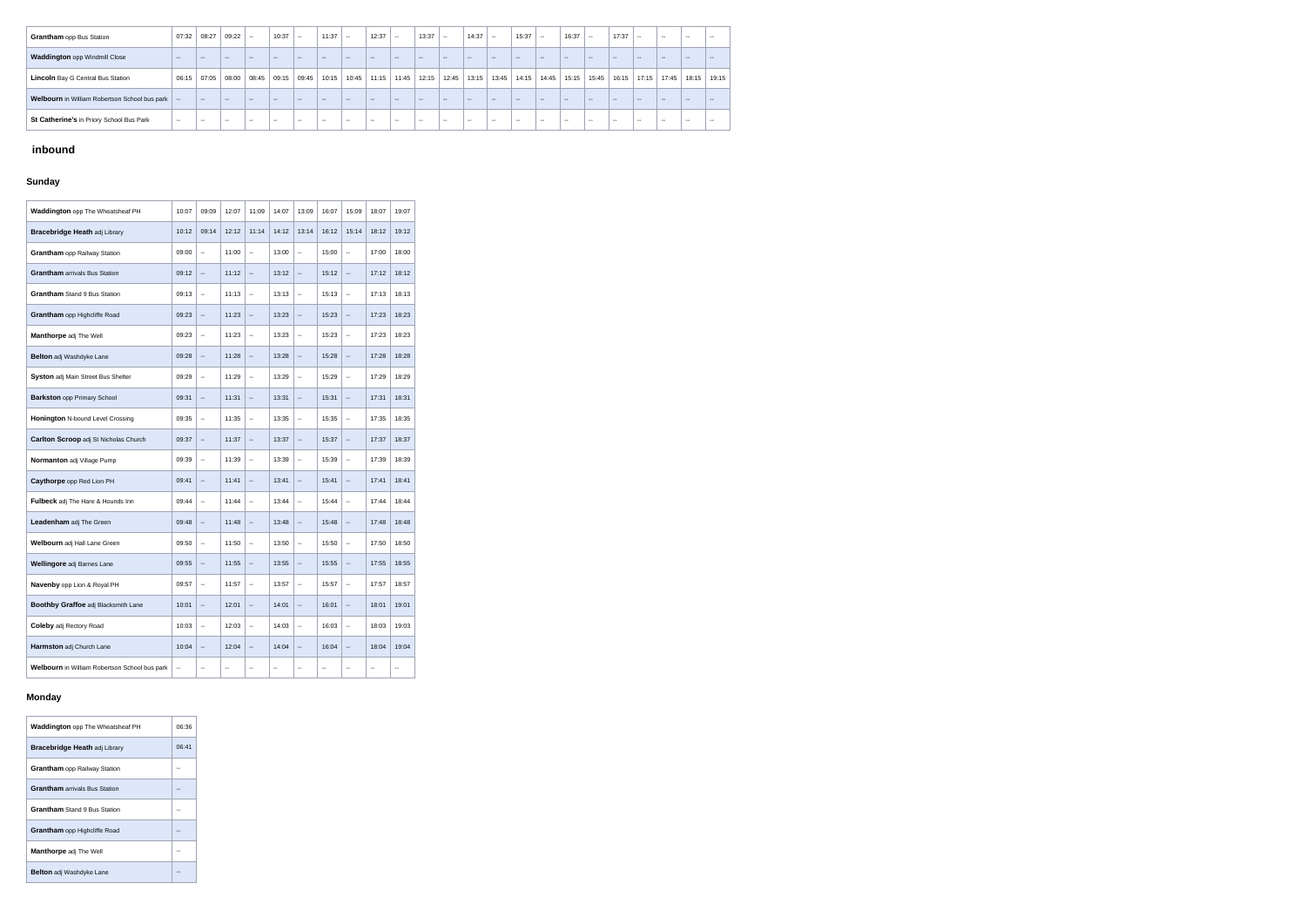| **Grantham** opp Bus Station | 07:32 | 08:27 | 09:22 | -- | 10:37 | -- | 11:37 | -- | 12:37 | -- | 13:37 | -- | 14:37 | -- | 15:37 | -- | 16:37 | -- | 17:37 | -- | -- | -- | -- |
| --- | --- | --- | --- | --- | --- | --- | --- | --- | --- | --- | --- | --- | --- | --- | --- | --- | --- | --- | --- | --- | --- | --- | --- |
| **Waddington** opp Windmill Close | -- | -- | -- | -- | -- | -- | -- | -- | -- | -- | -- | -- | -- | -- | -- | -- | -- | -- | -- | -- | -- | -- | -- |
| **Lincoln** Bay G Central Bus Station | 06:15 | 07:05 | 08:00 | 08:45 | 09:15 | 09:45 | 10:15 | 10:45 | 11:15 | 11:45 | 12:15 | 12:45 | 13:15 | 13:45 | 14:15 | 14:45 | 15:15 | 15:45 | 16:15 | 17:15 | 17:45 | 18:15 | 19:15 |
| **Welbourn** in William Robertson School bus park | -- | -- | -- | -- | -- | -- | -- | -- | -- | -- | -- | -- | -- | -- | -- | -- | -- | -- | -- | -- | -- | -- | -- |
| **St Catherine's** in Priory School Bus Park | -- | -- | -- | -- | -- | -- | -- | -- | -- | -- | -- | -- | -- | -- | -- | -- | -- | -- | -- | -- | -- | -- | -- |

## inbound

### Sunday

| **Waddington** opp The Wheatsheaf PH | 10:07 | 09:09 | 12:07 | 11:09 | 14:07 | 13:09 | 16:07 | 15:09 | 18:07 | 19:07 |
| --- | --- | --- | --- | --- | --- | --- | --- | --- | --- | --- |
| **Bracebridge Heath** adj Library | 10:12 | 09:14 | 12:12 | 11:14 | 14:12 | 13:14 | 16:12 | 15:14 | 18:12 | 19:12 |
| **Grantham** opp Railway Station | 09:00 | -- | 11:00 | -- | 13:00 | -- | 15:00 | -- | 17:00 | 18:00 |
| **Grantham** arrivals Bus Station | 09:12 | -- | 11:12 | -- | 13:12 | -- | 15:12 | -- | 17:12 | 18:12 |
| **Grantham** Stand 9 Bus Station | 09:13 | -- | 11:13 | -- | 13:13 | -- | 15:13 | -- | 17:13 | 18:13 |
| **Grantham** opp Highcliffe Road | 09:23 | -- | 11:23 | -- | 13:23 | -- | 15:23 | -- | 17:23 | 18:23 |
| **Manthorpe** adj The Well | 09:23 | -- | 11:23 | -- | 13:23 | -- | 15:23 | -- | 17:23 | 18:23 |
| **Belton** adj Washdyke Lane | 09:28 | -- | 11:28 | -- | 13:28 | -- | 15:28 | -- | 17:28 | 18:28 |
| **Syston** adj Main Street Bus Shelter | 09:29 | -- | 11:29 | -- | 13:29 | -- | 15:29 | -- | 17:29 | 18:29 |
| **Barkston** opp Primary School | 09:31 | -- | 11:31 | -- | 13:31 | -- | 15:31 | -- | 17:31 | 18:31 |
| **Honington** N-bound Level Crossing | 09:35 | -- | 11:35 | -- | 13:35 | -- | 15:35 | -- | 17:35 | 18:35 |
| **Carlton Scroop** adj St Nicholas Church | 09:37 | -- | 11:37 | -- | 13:37 | -- | 15:37 | -- | 17:37 | 18:37 |
| **Normanton** adj Village Pump | 09:39 | -- | 11:39 | -- | 13:39 | -- | 15:39 | -- | 17:39 | 18:39 |
| **Caythorpe** opp Red Lion PH | 09:41 | -- | 11:41 | -- | 13:41 | -- | 15:41 | -- | 17:41 | 18:41 |
| **Fulbeck** adj The Hare & Hounds Inn | 09:44 | -- | 11:44 | -- | 13:44 | -- | 15:44 | -- | 17:44 | 18:44 |
| **Leadenham** adj The Green | 09:48 | -- | 11:48 | -- | 13:48 | -- | 15:48 | -- | 17:48 | 18:48 |
| **Welbourn** adj Hall Lane Green | 09:50 | -- | 11:50 | -- | 13:50 | -- | 15:50 | -- | 17:50 | 18:50 |
| **Wellingore** adj Barnes Lane | 09:55 | -- | 11:55 | -- | 13:55 | -- | 15:55 | -- | 17:55 | 18:55 |
| **Navenby** opp Lion & Royal PH | 09:57 | -- | 11:57 | -- | 13:57 | -- | 15:57 | -- | 17:57 | 18:57 |
| **Boothby Graffoe** adj Blacksmith Lane | 10:01 | -- | 12:01 | -- | 14:01 | -- | 16:01 | -- | 18:01 | 19:01 |
| **Coleby** adj Rectory Road | 10:03 | -- | 12:03 | -- | 14:03 | -- | 16:03 | -- | 18:03 | 19:03 |
| **Harmston** adj Church Lane | 10:04 | -- | 12:04 | -- | 14:04 | -- | 16:04 | -- | 18:04 | 19:04 |
| **Welbourn** in William Robertson School bus park | -- | -- | -- | -- | -- | -- | -- | -- | -- | -- |

### Monday

| **Waddington** opp The Wheatsheaf PH | 06:36 |
| --- | --- |
| **Bracebridge Heath** adj Library | 06:41 |
| **Grantham** opp Railway Station | -- |
| **Grantham** arrivals Bus Station | -- |
| **Grantham** Stand 9 Bus Station | -- |
| **Grantham** opp Highcliffe Road | -- |
| **Manthorpe** adj The Well | -- |
| **Belton** adj Washdyke Lane | -- |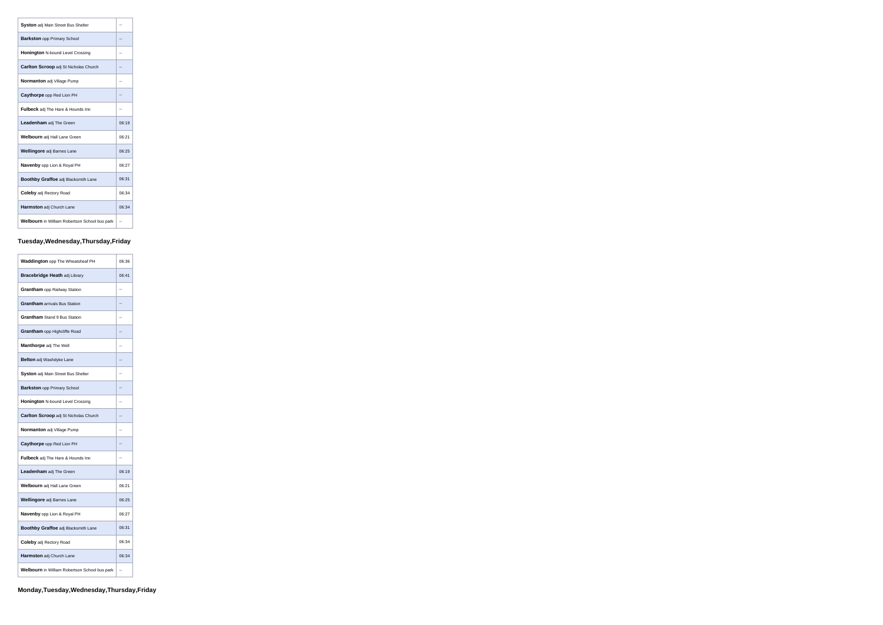| | |
|---|---|
| **Syston** adj Main Street Bus Shelter | -- |
| **Barkston** opp Primary School | -- |
| **Honington** N-bound Level Crossing | -- |
| **Carlton Scroop** adj St Nicholas Church | -- |
| **Normanton** adj Village Pump | -- |
| **Caythorpe** opp Red Lion PH | -- |
| **Fulbeck** adj The Hare & Hounds Inn | -- |
| **Leadenham** adj The Green | 06:19 |
| **Welbourn** adj Hall Lane Green | 06:21 |
| **Wellingore** adj Barnes Lane | 06:25 |
| **Navenby** opp Lion & Royal PH | 06:27 |
| **Boothby Graffoe** adj Blacksmith Lane | 06:31 |
| **Coleby** adj Rectory Road | 06:34 |
| **Harmston** adj Church Lane | 06:34 |
| **Welbourn** in William Robertson School bus park | -- |

**Tuesday,Wednesday,Thursday,Friday**

| | |
|---|---|
| **Waddington** opp The Wheatsheaf PH | 06:36 |
| **Bracebridge Heath** adj Library | 06:41 |
| **Grantham** opp Railway Station | -- |
| **Grantham** arrivals Bus Station | -- |
| **Grantham** Stand 9 Bus Station | -- |
| **Grantham** opp Hightcliffe Road | -- |
| **Manthorpe** adj The Well | -- |
| **Belton** adj Washdyke Lane | -- |
| **Syston** adj Main Street Bus Shelter | -- |
| **Barkston** opp Primary School | -- |
| **Honington** N-bound Level Crossing | -- |
| **Carlton Scroop** adj St Nicholas Church | -- |
| **Normanton** adj Village Pump | -- |
| **Caythorpe** opp Red Lion PH | -- |
| **Fulbeck** adj The Hare & Hounds Inn | -- |
| **Leadenham** adj The Green | 06:19 |
| **Welbourn** adj Hall Lane Green | 06:21 |
| **Wellingore** adj Barnes Lane | 06:25 |
| **Navenby** opp Lion & Royal PH | 06:27 |
| **Boothby Graffoe** adj Blacksmith Lane | 06:31 |
| **Coleby** adj Rectory Road | 06:34 |
| **Harmston** adj Church Lane | 06:34 |
| **Welbourn** in William Robertson School bus park | -- |

**Monday,Tuesday,Wednesday,Thursday,Friday**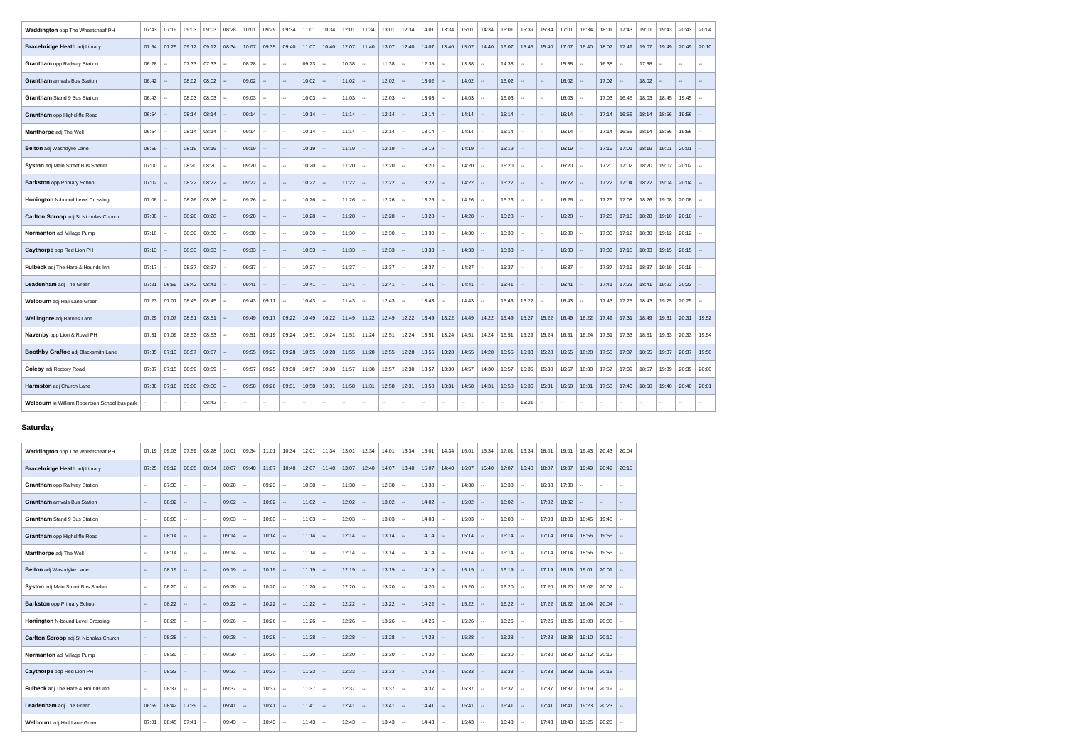| Waddington opp The Wheatsheaf PH | 07:43 | 07:19 | 09:03 | 09:03 | 08:28 | 10:01 | 09:29 | 09:34 | 11:01 | 10:34 | 12:01 | 11:34 | 13:01 | 12:34 | 14:01 | 13:34 | 15:01 | 14:34 | 16:01 | 15:39 | 15:34 | 17:01 | 16:34 | 18:01 | 17:43 | 19:01 | 19:43 | 20:43 | 20:04 |
|---|---|---|---|---|---|---|---|---|---|---|---|---|---|---|---|---|---|---|---|---|---|---|---|---|---|---|---|---|---|
| **Bracebridge Heath** adj Library | 07:54 | 07:25 | 09:12 | 09:12 | 08:34 | 10:07 | 09:35 | 09:40 | 11:07 | 10:40 | 12:07 | 11:40 | 13:07 | 12:40 | 14:07 | 13:40 | 15:07 | 14:40 | 16:07 | 15:45 | 15:40 | 17:07 | 16:40 | 18:07 | 17:49 | 19:07 | 19:49 | 20:49 | 20:10 |
| **Grantham** opp Railway Station | 06:28 | -- | 07:33 | 07:33 | -- | 08:28 | -- | -- | 09:23 | -- | 10:38 | -- | 11:38 | -- | 12:38 | -- | 13:38 | -- | 14:38 | -- | -- | 15:38 | -- | 16:38 | -- | 17:38 | -- | -- | -- |
| **Grantham** arrivals Bus Station | 06:42 | -- | 08:02 | 08:02 | -- | 09:02 | -- | -- | 10:02 | -- | 11:02 | -- | 12:02 | -- | 13:02 | -- | 14:02 | -- | 15:02 | -- | -- | 16:02 | -- | 17:02 | -- | 18:02 | -- | -- | -- |
| **Grantham** Stand 9 Bus Station | 06:43 | -- | 08:03 | 08:03 | -- | 09:03 | -- | -- | 10:03 | -- | 11:03 | -- | 12:03 | -- | 13:03 | -- | 14:03 | -- | 15:03 | -- | -- | 16:03 | -- | 17:03 | 16:45 | 18:03 | 18:45 | 19:45 | -- |
| **Grantham** opp Highcliffe Road | 06:54 | -- | 08:14 | 08:14 | -- | 09:14 | -- | -- | 10:14 | -- | 11:14 | -- | 12:14 | -- | 13:14 | -- | 14:14 | -- | 15:14 | -- | -- | 16:14 | -- | 17:14 | 16:56 | 18:14 | 18:56 | 19:56 | -- |
| **Manthorpe** adj The Well | 06:54 | -- | 08:14 | 08:14 | -- | 09:14 | -- | -- | 10:14 | -- | 11:14 | -- | 12:14 | -- | 13:14 | -- | 14:14 | -- | 15:14 | -- | -- | 16:14 | -- | 17:14 | 16:56 | 18:14 | 18:56 | 19:56 | -- |
| **Belton** adj Washdyke Lane | 06:59 | -- | 08:19 | 08:19 | -- | 09:19 | -- | -- | 10:19 | -- | 11:19 | -- | 12:19 | -- | 13:19 | -- | 14:19 | -- | 15:19 | -- | -- | 16:19 | -- | 17:19 | 17:01 | 18:19 | 19:01 | 20:01 | -- |
| **Syston** adj Main Street Bus Shelter | 07:00 | -- | 08:20 | 08:20 | -- | 09:20 | -- | -- | 10:20 | -- | 11:20 | -- | 12:20 | -- | 13:20 | -- | 14:20 | -- | 15:20 | -- | -- | 16:20 | -- | 17:20 | 17:02 | 18:20 | 19:02 | 20:02 | -- |
| **Barkston** opp Primary School | 07:02 | -- | 08:22 | 08:22 | -- | 09:22 | -- | -- | 10:22 | -- | 11:22 | -- | 12:22 | -- | 13:22 | -- | 14:22 | -- | 15:22 | -- | -- | 16:22 | -- | 17:22 | 17:04 | 18:22 | 19:04 | 20:04 | -- |
| **Honington** N-bound Level Crossing | 07:06 | -- | 08:26 | 08:26 | -- | 09:26 | -- | -- | 10:26 | -- | 11:26 | -- | 12:26 | -- | 13:26 | -- | 14:26 | -- | 15:26 | -- | -- | 16:26 | -- | 17:26 | 17:08 | 18:26 | 19:08 | 20:08 | -- |
| **Carlton Scroop** adj St Nicholas Church | 07:08 | -- | 08:28 | 08:28 | -- | 09:28 | -- | -- | 10:28 | -- | 11:28 | -- | 12:28 | -- | 13:28 | -- | 14:28 | -- | 15:28 | -- | -- | 16:28 | -- | 17:28 | 17:10 | 18:28 | 19:10 | 20:10 | -- |
| **Normanton** adj Village Pump | 07:10 | -- | 08:30 | 08:30 | -- | 09:30 | -- | -- | 10:30 | -- | 11:30 | -- | 12:30 | -- | 13:30 | -- | 14:30 | -- | 15:30 | -- | -- | 16:30 | -- | 17:30 | 17:12 | 18:30 | 19:12 | 20:12 | -- |
| **Caythorpe** opp Red Lion PH | 07:13 | -- | 08:33 | 08:33 | -- | 09:33 | -- | -- | 10:33 | -- | 11:33 | -- | 12:33 | -- | 13:33 | -- | 14:33 | -- | 15:33 | -- | -- | 16:33 | -- | 17:33 | 17:15 | 18:33 | 19:15 | 20:15 | -- |
| **Fulbeck** adj The Hare & Hounds Inn | 07:17 | -- | 08:37 | 08:37 | -- | 09:37 | -- | -- | 10:37 | -- | 11:37 | -- | 12:37 | -- | 13:37 | -- | 14:37 | -- | 15:37 | -- | -- | 16:37 | -- | 17:37 | 17:19 | 18:37 | 19:19 | 20:19 | -- |
| **Leadenham** adj The Green | 07:21 | 06:59 | 08:42 | 08:41 | -- | 09:41 | -- | -- | 10:41 | -- | 11:41 | -- | 12:41 | -- | 13:41 | -- | 14:41 | -- | 15:41 | -- | -- | 16:41 | -- | 17:41 | 17:23 | 18:41 | 19:23 | 20:23 | -- |
| **Welbourn** adj Hall Lane Green | 07:23 | 07:01 | 08:45 | 08:45 | -- | 09:43 | 09:11 | -- | 10:43 | -- | 11:43 | -- | 12:43 | -- | 13:43 | -- | 14:43 | -- | 15:43 | 15:22 | -- | 16:43 | -- | 17:43 | 17:25 | 18:43 | 19:25 | 20:25 | -- |
| **Wellingore** adj Barnes Lane | 07:29 | 07:07 | 08:51 | 08:51 | -- | 09:49 | 09:17 | 09:22 | 10:49 | 10:22 | 11:49 | 11:22 | 12:49 | 12:22 | 13:49 | 13:22 | 14:49 | 14:22 | 15:49 | 15:27 | 15:22 | 16:49 | 16:22 | 17:49 | 17:31 | 18:49 | 19:31 | 20:31 | 19:52 |
| **Navenby** opp Lion & Royal PH | 07:31 | 07:09 | 08:53 | 08:53 | -- | 09:51 | 09:19 | 09:24 | 10:51 | 10:24 | 11:51 | 11:24 | 12:51 | 12:24 | 13:51 | 13:24 | 14:51 | 14:24 | 15:51 | 15:29 | 15:24 | 16:51 | 16:24 | 17:51 | 17:33 | 18:51 | 19:33 | 20:33 | 19:54 |
| **Boothby Graffoe** adj Blacksmith Lane | 07:35 | 07:13 | 08:57 | 08:57 | -- | 09:55 | 09:23 | 09:28 | 10:55 | 10:28 | 11:55 | 11:28 | 12:55 | 12:28 | 13:55 | 13:28 | 14:55 | 14:28 | 15:55 | 15:33 | 15:28 | 16:55 | 16:28 | 17:55 | 17:37 | 18:55 | 19:37 | 20:37 | 19:58 |
| **Coleby** adj Rectory Road | 07:37 | 07:15 | 08:59 | 08:59 | -- | 09:57 | 09:25 | 09:30 | 10:57 | 10:30 | 11:57 | 11:30 | 12:57 | 12:30 | 13:57 | 13:30 | 14:57 | 14:30 | 15:57 | 15:35 | 15:30 | 16:57 | 16:30 | 17:57 | 17:39 | 18:57 | 19:39 | 20:39 | 20:00 |
| **Harmston** adj Church Lane | 07:38 | 07:16 | 09:00 | 09:00 | -- | 09:58 | 09:26 | 09:31 | 10:58 | 10:31 | 11:58 | 11:31 | 12:58 | 12:31 | 13:58 | 13:31 | 14:58 | 14:31 | 15:58 | 15:36 | 15:31 | 16:58 | 16:31 | 17:58 | 17:40 | 18:58 | 19:40 | 20:40 | 20:01 |
| **Welbourn** in William Robertson School bus park | -- | -- | -- | 08:42 | -- | -- | -- | -- | -- | -- | -- | -- | -- | -- | -- | -- | -- | -- | -- | 15:21 | -- | -- | -- | -- | -- | -- | -- | -- | -- |

## Saturday

| Waddington opp The Wheatsheaf PH | 07:19 | 09:03 | 07:59 | 08:28 | 10:01 | 09:34 | 11:01 | 10:34 | 12:01 | 11:34 | 13:01 | 12:34 | 14:01 | 13:34 | 15:01 | 14:34 | 16:01 | 15:34 | 17:01 | 16:34 | 18:01 | 19:01 | 19:43 | 20:43 | 20:04 |
|---|---|---|---|---|---|---|---|---|---|---|---|---|---|---|---|---|---|---|---|---|---|---|---|---|---|
| **Bracebridge Heath** adj Library | 07:25 | 09:12 | 08:05 | 08:34 | 10:07 | 09:40 | 11:07 | 10:40 | 12:07 | 11:40 | 13:07 | 12:40 | 14:07 | 13:40 | 15:07 | 14:40 | 16:07 | 15:40 | 17:07 | 16:40 | 18:07 | 19:07 | 19:49 | 20:49 | 20:10 |
| **Grantham** opp Railway Station | -- | 07:33 | -- | -- | 08:28 | -- | 09:23 | -- | 10:38 | -- | 11:38 | -- | 12:38 | -- | 13:38 | -- | 14:38 | -- | 15:38 | -- | 16:38 | 17:38 | -- | -- | -- |
| **Grantham** arrivals Bus Station | -- | 08:02 | -- | -- | 09:02 | -- | 10:02 | -- | 11:02 | -- | 12:02 | -- | 13:02 | -- | 14:02 | -- | 15:02 | -- | 16:02 | -- | 17:02 | 18:02 | -- | -- | -- |
| **Grantham** Stand 9 Bus Station | -- | 08:03 | -- | -- | 09:03 | -- | 10:03 | -- | 11:03 | -- | 12:03 | -- | 13:03 | -- | 14:03 | -- | 15:03 | -- | 16:03 | -- | 17:03 | 18:03 | 18:45 | 19:45 | -- |
| **Grantham** opp Highcliffe Road | -- | 08:14 | -- | -- | 09:14 | -- | 10:14 | -- | 11:14 | -- | 12:14 | -- | 13:14 | -- | 14:14 | -- | 15:14 | -- | 16:14 | -- | 17:14 | 18:14 | 18:56 | 19:56 | -- |
| **Manthorpe** adj The Well | -- | 08:14 | -- | -- | 09:14 | -- | 10:14 | -- | 11:14 | -- | 12:14 | -- | 13:14 | -- | 14:14 | -- | 15:14 | -- | 16:14 | -- | 17:14 | 18:14 | 18:56 | 19:56 | -- |
| **Belton** adj Washdyke Lane | -- | 08:19 | -- | -- | 09:19 | -- | 10:19 | -- | 11:19 | -- | 12:19 | -- | 13:19 | -- | 14:19 | -- | 15:19 | -- | 16:19 | -- | 17:19 | 18:19 | 19:01 | 20:01 | -- |
| **Syston** adj Main Street Bus Shelter | -- | 08:20 | -- | -- | 09:20 | -- | 10:20 | -- | 11:20 | -- | 12:20 | -- | 13:20 | -- | 14:20 | -- | 15:20 | -- | 16:20 | -- | 17:20 | 18:20 | 19:02 | 20:02 | -- |
| **Barkston** opp Primary School | -- | 08:22 | -- | -- | 09:22 | -- | 10:22 | -- | 11:22 | -- | 12:22 | -- | 13:22 | -- | 14:22 | -- | 15:22 | -- | 16:22 | -- | 17:22 | 18:22 | 19:04 | 20:04 | -- |
| **Honington** N-bound Level Crossing | -- | 08:26 | -- | -- | 09:26 | -- | 10:26 | -- | 11:26 | -- | 12:26 | -- | 13:26 | -- | 14:26 | -- | 15:26 | -- | 16:26 | -- | 17:26 | 18:26 | 19:08 | 20:08 | -- |
| **Carlton Scroop** adj St Nicholas Church | -- | 08:28 | -- | -- | 09:28 | -- | 10:28 | -- | 11:28 | -- | 12:28 | -- | 13:28 | -- | 14:28 | -- | 15:28 | -- | 16:28 | -- | 17:28 | 18:28 | 19:10 | 20:10 | -- |
| **Normanton** adj Village Pump | -- | 08:30 | -- | -- | 09:30 | -- | 10:30 | -- | 11:30 | -- | 12:30 | -- | 13:30 | -- | 14:30 | -- | 15:30 | -- | 16:30 | -- | 17:30 | 18:30 | 19:12 | 20:12 | -- |
| **Caythorpe** opp Red Lion PH | -- | 08:33 | -- | -- | 09:33 | -- | 10:33 | -- | 11:33 | -- | 12:33 | -- | 13:33 | -- | 14:33 | -- | 15:33 | -- | 16:33 | -- | 17:33 | 18:33 | 19:15 | 20:15 | -- |
| **Fulbeck** adj The Hare & Hounds Inn | -- | 08:37 | -- | -- | 09:37 | -- | 10:37 | -- | 11:37 | -- | 12:37 | -- | 13:37 | -- | 14:37 | -- | 15:37 | -- | 16:37 | -- | 17:37 | 18:37 | 19:19 | 20:19 | -- |
| **Leadenham** adj The Green | 06:59 | 08:42 | 07:39 | -- | 09:41 | -- | 10:41 | -- | 11:41 | -- | 12:41 | -- | 13:41 | -- | 14:41 | -- | 15:41 | -- | 16:41 | -- | 17:41 | 18:41 | 19:23 | 20:23 | -- |
| **Welbourn** adj Hall Lane Green | 07:01 | 08:45 | 07:41 | -- | 09:43 | -- | 10:43 | -- | 11:43 | -- | 12:43 | -- | 13:43 | -- | 14:43 | -- | 15:43 | -- | 16:43 | -- | 17:43 | 18:43 | 19:25 | 20:25 | -- |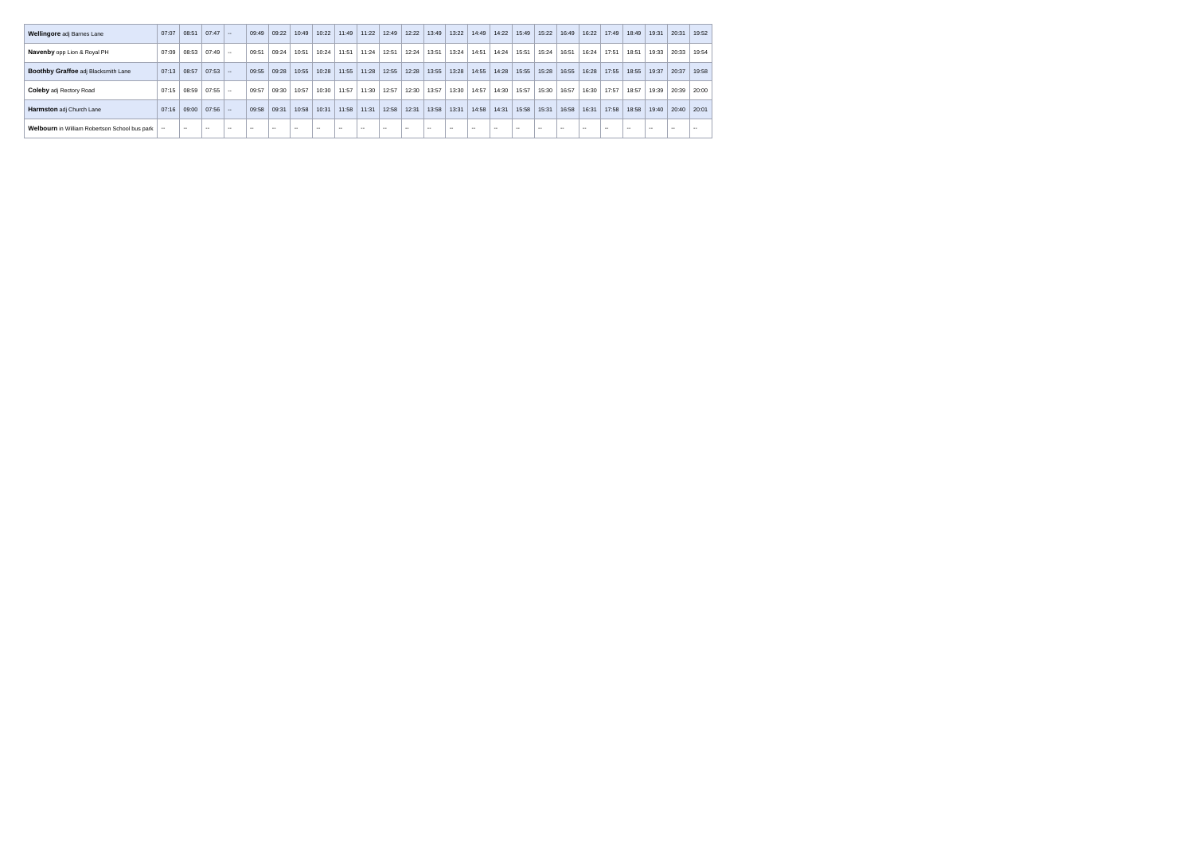| | | | | | | | | | | | | | | | | | | | | | | | | | |
|---|---|---|---|---|---|---|---|---|---|---|---|---|---|---|---|---|---|---|---|---|---|---|---|---|---|
| **Wellingore** adj Barnes Lane | 07:07 | 08:51 | 07:47 | -- | 09:49 | 09:22 | 10:49 | 10:22 | 11:49 | 11:22 | 12:49 | 12:22 | 13:49 | 13:22 | 14:49 | 14:22 | 15:49 | 15:22 | 16:49 | 16:22 | 17:49 | 18:49 | 19:31 | 20:31 | 19:52 |
| **Navenby** opp Lion & Royal PH | 07:09 | 08:53 | 07:49 | -- | 09:51 | 09:24 | 10:51 | 10:24 | 11:51 | 11:24 | 12:51 | 12:24 | 13:51 | 13:24 | 14:51 | 14:24 | 15:51 | 15:24 | 16:51 | 16:24 | 17:51 | 18:51 | 19:33 | 20:33 | 19:54 |
| **Boothby Graffoe** adj Blacksmith Lane | 07:13 | 08:57 | 07:53 | -- | 09:55 | 09:28 | 10:55 | 10:28 | 11:55 | 11:28 | 12:55 | 12:28 | 13:55 | 13:28 | 14:55 | 14:28 | 15:55 | 15:28 | 16:55 | 16:28 | 17:55 | 18:55 | 19:37 | 20:37 | 19:58 |
| **Coleby** adj Rectory Road | 07:15 | 08:59 | 07:55 | -- | 09:57 | 09:30 | 10:57 | 10:30 | 11:57 | 11:30 | 12:57 | 12:30 | 13:57 | 13:30 | 14:57 | 14:30 | 15:57 | 15:30 | 16:57 | 16:30 | 17:57 | 18:57 | 19:39 | 20:39 | 20:00 |
| **Harmston** adj Church Lane | 07:16 | 09:00 | 07:56 | -- | 09:58 | 09:31 | 10:58 | 10:31 | 11:58 | 11:31 | 12:58 | 12:31 | 13:58 | 13:31 | 14:58 | 14:31 | 15:58 | 15:31 | 16:58 | 16:31 | 17:58 | 18:58 | 19:40 | 20:40 | 20:01 |
| **Welbourn** in William Robertson School bus park | -- | -- | -- | -- | -- | -- | -- | -- | -- | -- | -- | -- | -- | -- | -- | -- | -- | -- | -- | -- | -- | -- | -- | -- | -- |